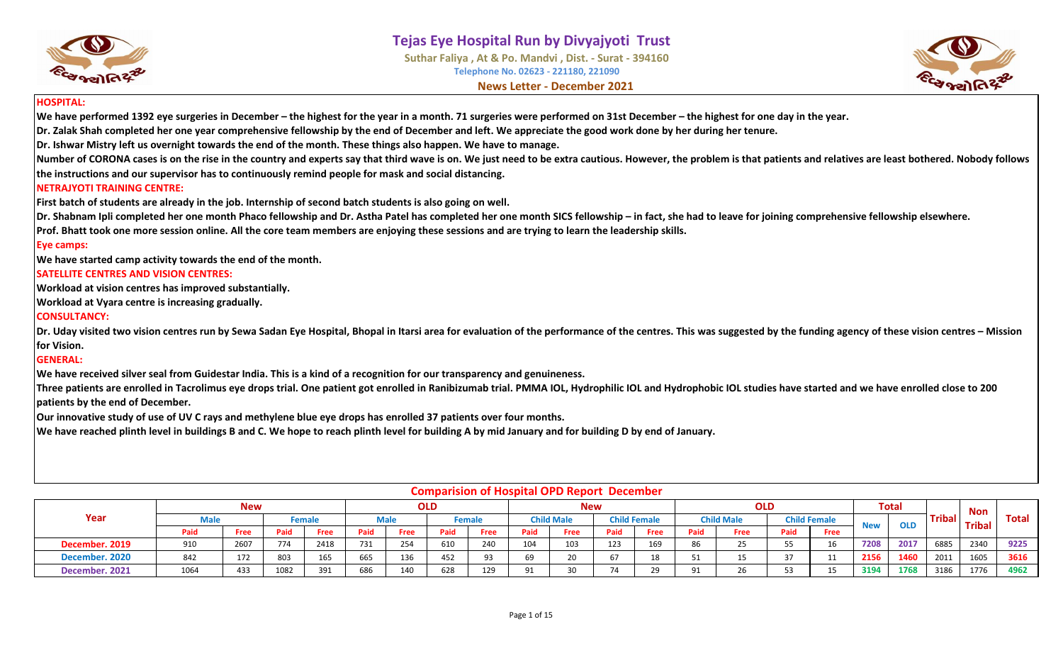# Tejas Eye Hospital Run by Divyajyoti Trust

**Suthar Faliya , At & Po. Mandvi , Dist. - Surat - 394160**

**Telephone No. 02623 - 221180, 221090**

**News Letter - December 2021**

### HOSPITAL:

**We have performed 1392 eye surgeries in December – the highest for the year in a month. 71 surgeries were performed on 31st December – the highest for one day in the year.**

**Dr. Zalak Shah completed her one year comprehensive fellowship by the end of December and left. We appreciate the good work done by her during her tenure.**

**Dr. Ishwar Mistry left us overnight towards the end of the month. These things also happen. We have to manage.**

**Number of CORONA cases is on the rise in the country and experts say that third wave is on. We just need to be extra cautious. However, the problem is that patients and relatives are least bothered. Nobody follows the instructions and our supervisor has to continuously remind people for mask and social distancing.**

### NETRAJYOTI TRAINING CENTRE:

**First batch of students are already in the job. Internship of second batch students is also going on well.**

**Dr. Shabnam Ipli completed her one month Phaco fellowship and Dr. Astha Patel has completed her one month SICS fellowship – in fact, she had to leave for joining comprehensive fellowship elsewhere.**

**Prof. Bhatt took one more session online. All the core team members are enjoying these sessions and are trying to learn the leadership skills.**

### Eye camps:

**We have started camp activity towards the end of the month.**

### SATELLITE CENTRES AND VISION CENTRES:

**Workload at vision centres has improved substantially.**

**Workload at Vyara centre is increasing gradually.**

### CONSULTANCY:

**Dr. Uday visited two vision centres run by Sewa Sadan Eye Hospital, Bhopal in Itarsi area for evaluation of the performance of the centres. This was suggested by the funding agency of these vision centres – Mission for Vision.**

### GENERAL:

**We have received silver seal from Guidestar India. This is a kind of a recognition for our transparency and genuineness.**

**Three patients are enrolled in Tacrolimus eye drops trial. One patient got enrolled in Ranibizumab trial. PMMA IOL, Hydrophilic IOL and Hydrophobic IOL studies have started and we have enrolled close to 200 patients by the end of December.**

**Our innovative study of use of UV C rays and methylene blue eye drops has enrolled 37 patients over four months.**

**We have reached plinth level in buildings B and C. We hope to reach plinth level for building A by mid January and for building D by end of January.**

## Comparision of Hospital OPD Report December

| Year | New | | | | OLD | | | | New | | | | OLD | | | | Total | | Tribal | Non Tribal | Total |
|---|---|---|---|---|---|---|---|---|---|---|---|---|---|---|---|---|---|---|---|---|---|
| | Male | | Female | | Male | | Female | | Child Male | | Child Female | | Child Male | | Child Female | | New | OLD | | | |
| | Paid | Free | Paid | Free | Paid | Free | Paid | Free | Paid | Free | Paid | Free | Paid | Free | Paid | Free | | | | | |
| December. 2019 | 910 | 2607 | 774 | 2418 | 731 | 254 | 610 | 240 | 104 | 103 | 123 | 169 | 86 | 25 | 55 | 16 | 7208 | 2017 | 6885 | 2340 | 9225 |
| December. 2020 | 842 | 172 | 803 | 165 | 665 | 136 | 452 | 93 | 69 | 20 | 67 | 18 | 51 | 15 | 37 | 11 | 2156 | 1460 | 2011 | 1605 | 3616 |
| December. 2021 | 1064 | 433 | 1082 | 391 | 686 | 140 | 628 | 129 | 91 | 30 | 74 | 29 | 91 | 26 | 53 | 15 | 3194 | 1768 | 3186 | 1776 | 4962 |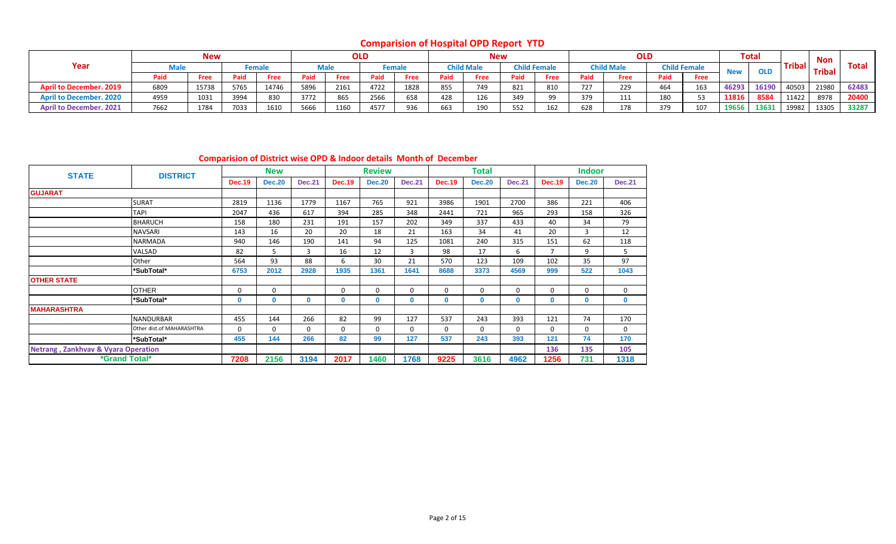## Comparision of Hospital OPD Report YTD

| Year | New | | | | OLD | | | | New | | | | OLD | | | | Total | | Tribal | Non Tribal | Total |
|---|---|---|---|---|---|---|---|---|---|---|---|---|---|---|---|---|---|---|---|---|---|
| | Male | | Female | | Male | | Female | | Child Male | | Child Female | | Child Male | | Child Female | | New | OLD | | | |
| | Paid | Free | Paid | Free | Paid | Free | Paid | Free | Paid | Free | Paid | Free | Paid | Free | Paid | Free | | | | | |
| April to December. 2019 | 6809 | 15738 | 5765 | 14746 | 5896 | 2161 | 4722 | 1828 | 855 | 749 | 821 | 810 | 727 | 229 | 464 | 163 | 46293 | 16190 | 40503 | 21980 | 62483 |
| April to December. 2020 | 4959 | 1031 | 3994 | 830 | 3772 | 865 | 2566 | 658 | 428 | 126 | 349 | 99 | 379 | 111 | 180 | 53 | 11816 | 8584 | 11422 | 8978 | 20400 |
| April to December. 2021 | 7662 | 1784 | 7033 | 1610 | 5666 | 1160 | 4577 | 936 | 663 | 190 | 552 | 162 | 628 | 178 | 379 | 107 | 19656 | 13631 | 19982 | 13305 | 33287 |

## Comparision of District wise OPD & Indoor details Month of December

| STATE | DISTRICT | New | | | Review | | | Total | | | Indoor | | |
|---|---|---|---|---|---|---|---|---|---|---|---|---|---|
| | | Dec.19 | Dec.20 | Dec.21 | Dec.19 | Dec.20 | Dec.21 | Dec.19 | Dec.20 | Dec.21 | Dec.19 | Dec.20 | Dec.21 |
| GUJARAT | | | | | | | | | | | | | |
| | SURAT | 2819 | 1136 | 1779 | 1167 | 765 | 921 | 3986 | 1901 | 2700 | 386 | 221 | 406 |
| | TAPI | 2047 | 436 | 617 | 394 | 285 | 348 | 2441 | 721 | 965 | 293 | 158 | 326 |
| | BHARUCH | 158 | 180 | 231 | 191 | 157 | 202 | 349 | 337 | 433 | 40 | 34 | 79 |
| | NAVSARI | 143 | 16 | 20 | 20 | 18 | 21 | 163 | 34 | 41 | 20 | 3 | 12 |
| | NARMADA | 940 | 146 | 190 | 141 | 94 | 125 | 1081 | 240 | 315 | 151 | 62 | 118 |
| | VALSAD | 82 | 5 | 3 | 16 | 12 | 3 | 98 | 17 | 6 | 7 | 9 | 5 |
| | Other | 564 | 93 | 88 | 6 | 30 | 21 | 570 | 123 | 109 | 102 | 35 | 97 |
| | *SubTotal* | 6753 | 2012 | 2928 | 1935 | 1361 | 1641 | 8688 | 3373 | 4569 | 999 | 522 | 1043 |
| OTHER STATE | | | | | | | | | | | | | |
| | OTHER | 0 | 0 | | 0 | 0 | 0 | 0 | 0 | 0 | 0 | 0 | 0 |
| | *SubTotal* | 0 | 0 | 0 | 0 | 0 | 0 | 0 | 0 | 0 | 0 | 0 | 0 |
| MAHARASHTRA | | | | | | | | | | | | | |
| | NANDURBAR | 455 | 144 | 266 | 82 | 99 | 127 | 537 | 243 | 393 | 121 | 74 | 170 |
| | Other dist.of MAHARASHTRA | 0 | 0 | 0 | 0 | 0 | 0 | 0 | 0 | 0 | 0 | 0 | 0 |
| | *SubTotal* | 455 | 144 | 266 | 82 | 99 | 127 | 537 | 243 | 393 | 121 | 74 | 170 |
| Netrang , Zankhvav & Vyara Operation | | | | | | | | | | | 136 | 135 | 105 |
| *Grand Total* | | 7208 | 2156 | 3194 | 2017 | 1460 | 1768 | 9225 | 3616 | 4962 | 1256 | 731 | 1318 |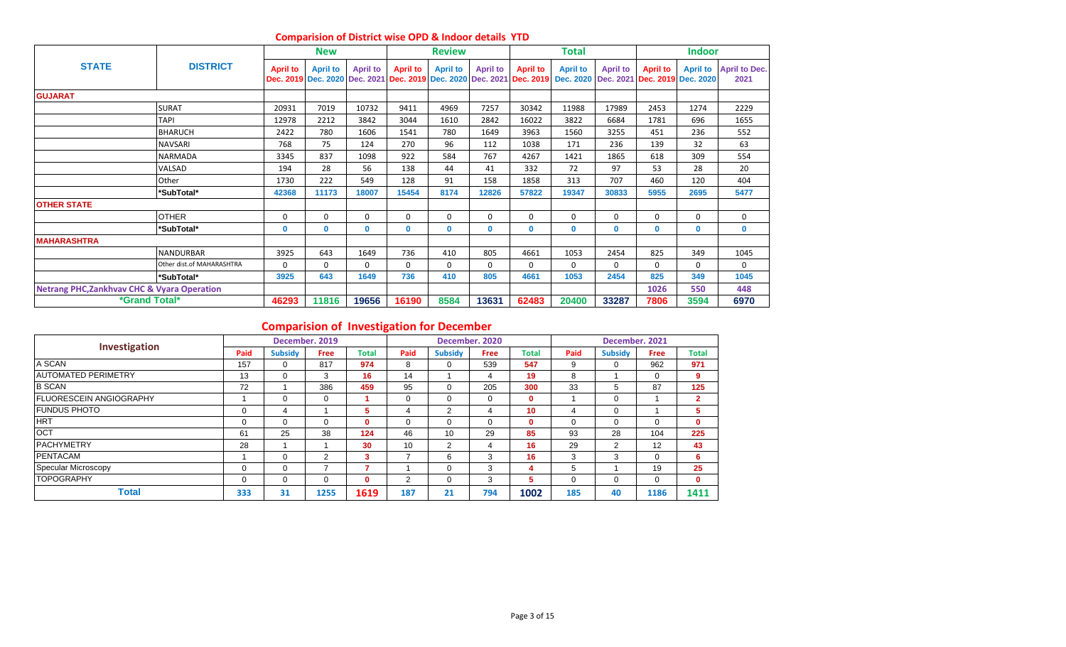## Comparision of District wise OPD & Indoor details YTD

| STATE | DISTRICT | New | | | Review | | | Total | | | Indoor | | |
|---|---|---|---|---|---|---|---|---|---|---|---|---|---|
| | | April to Dec. 2019 | April to Dec. 2020 | April to Dec. 2021 | April to Dec. 2019 | April to Dec. 2020 | April to Dec. 2021 | April to Dec. 2019 | April to Dec. 2020 | April to Dec. 2021 | April to Dec. 2019 | April to Dec. 2020 | April to Dec. 2021 |
| **GUJARAT** | | | | | | | | | | | | | |
| | SURAT | 20931 | 7019 | 10732 | 9411 | 4969 | 7257 | 30342 | 11988 | 17989 | 2453 | 1274 | 2229 |
| | TAPI | 12978 | 2212 | 3842 | 3044 | 1610 | 2842 | 16022 | 3822 | 6684 | 1781 | 696 | 1655 |
| | BHARUCH | 2422 | 780 | 1606 | 1541 | 780 | 1649 | 3963 | 1560 | 3255 | 451 | 236 | 552 |
| | NAVSARI | 768 | 75 | 124 | 270 | 96 | 112 | 1038 | 171 | 236 | 139 | 32 | 63 |
| | NARMADA | 3345 | 837 | 1098 | 922 | 584 | 767 | 4267 | 1421 | 1865 | 618 | 309 | 554 |
| | VALSAD | 194 | 28 | 56 | 138 | 44 | 41 | 332 | 72 | 97 | 53 | 28 | 20 |
| | Other | 1730 | 222 | 549 | 128 | 91 | 158 | 1858 | 313 | 707 | 460 | 120 | 404 |
| | *SubTotal* | 42368 | 11173 | 18007 | 15454 | 8174 | 12826 | 57822 | 19347 | 30833 | 5955 | 2695 | 5477 |
| **OTHER STATE** | | | | | | | | | | | | | |
| | OTHER | 0 | 0 | 0 | 0 | 0 | 0 | 0 | 0 | 0 | 0 | 0 | 0 |
| | *SubTotal* | 0 | 0 | 0 | 0 | 0 | 0 | 0 | 0 | 0 | 0 | 0 | 0 |
| **MAHARASHTRA** | | | | | | | | | | | | | |
| | NANDURBAR | 3925 | 643 | 1649 | 736 | 410 | 805 | 4661 | 1053 | 2454 | 825 | 349 | 1045 |
| | Other dist.of MAHARASHTRA | 0 | 0 | 0 | 0 | 0 | 0 | 0 | 0 | 0 | 0 | 0 | 0 |
| | *SubTotal* | 3925 | 643 | 1649 | 736 | 410 | 805 | 4661 | 1053 | 2454 | 825 | 349 | 1045 |
| **Netrang PHC,Zankhvav CHC & Vyara Operation** | | | | | | | | | | | 1026 | 550 | 448 |
| ***Grand Total*** | | **46293** | **11816** | **19656** | **16190** | **8584** | **13631** | **62483** | **20400** | **33287** | **7806** | **3594** | **6970** |

## Comparision of Investigation for December

| Investigation | December. 2019 | | | | December. 2020 | | | | December. 2021 | | | |
|---|---|---|---|---|---|---|---|---|---|---|---|---|
| | Paid | Subsidy | Free | Total | Paid | Subsidy | Free | Total | Paid | Subsidy | Free | Total |
| A SCAN | 157 | 0 | 817 | 974 | 8 | 0 | 539 | 547 | 9 | 0 | 962 | 971 |
| AUTOMATED PERIMETRY | 13 | 0 | 3 | 16 | 14 | 1 | 4 | 19 | 8 | 1 | 0 | 9 |
| B SCAN | 72 | 1 | 386 | 459 | 95 | 0 | 205 | 300 | 33 | 5 | 87 | 125 |
| FLUORESCEIN ANGIOGRAPHY | 1 | 0 | 0 | 1 | 0 | 0 | 0 | 0 | 1 | 0 | 1 | 2 |
| FUNDUS PHOTO | 0 | 4 | 1 | 5 | 4 | 2 | 4 | 10 | 4 | 0 | 1 | 5 |
| HRT | 0 | 0 | 0 | 0 | 0 | 0 | 0 | 0 | 0 | 0 | 0 | 0 |
| OCT | 61 | 25 | 38 | 124 | 46 | 10 | 29 | 85 | 93 | 28 | 104 | 225 |
| PACHYMETRY | 28 | 1 | 1 | 30 | 10 | 2 | 4 | 16 | 29 | 2 | 12 | 43 |
| PENTACAM | 1 | 0 | 2 | 3 | 7 | 6 | 3 | 16 | 3 | 3 | 0 | 6 |
| Specular Microscopy | 0 | 0 | 7 | 7 | 1 | 0 | 3 | 4 | 5 | 1 | 19 | 25 |
| TOPOGRAPHY | 0 | 0 | 0 | 0 | 2 | 0 | 3 | 5 | 0 | 0 | 0 | 0 |
| **Total** | **333** | **31** | **1255** | **1619** | **187** | **21** | **794** | **1002** | **185** | **40** | **1186** | **1411** |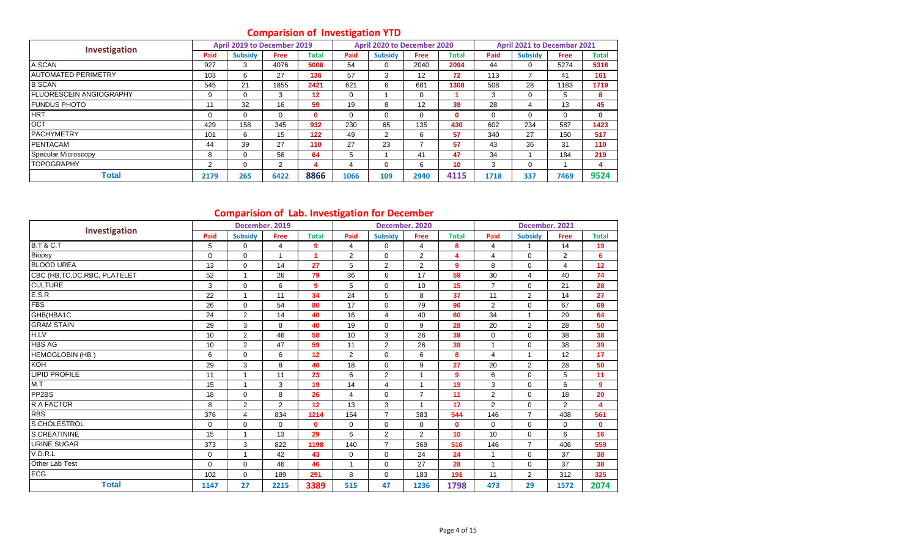## Comparision of Investigation YTD

| Investigation | April 2019 to December 2019 | | | | April 2020 to December 2020 | | | | April 2021 to Decembar 2021 | | | |
|---|---|---|---|---|---|---|---|---|---|---|---|---|
| | Paid | Subsidy | Free | Total | Paid | Subsidy | Free | Total | Paid | Subsidy | Free | Total |
| A SCAN | 927 | 3 | 4076 | 5006 | 54 | 0 | 2040 | 2094 | 44 | 0 | 5274 | 5318 |
| AUTOMATED PERIMETRY | 103 | 6 | 27 | 136 | 57 | 3 | 12 | 72 | 113 | 7 | 41 | 161 |
| B SCAN | 545 | 21 | 1855 | 2421 | 621 | 6 | 681 | 1308 | 508 | 28 | 1183 | 1719 |
| FLUORESCEIN ANGIOGRAPHY | 9 | 0 | 3 | 12 | 0 | 1 | 0 | 1 | 3 | 0 | 5 | 8 |
| FUNDUS PHOTO | 11 | 32 | 16 | 59 | 19 | 8 | 12 | 39 | 28 | 4 | 13 | 45 |
| HRT | 0 | 0 | 0 | 0 | 0 | 0 | 0 | 0 | 0 | 0 | 0 | 0 |
| OCT | 429 | 158 | 345 | 932 | 230 | 65 | 135 | 430 | 602 | 234 | 587 | 1423 |
| PACHYMETRY | 101 | 6 | 15 | 122 | 49 | 2 | 6 | 57 | 340 | 27 | 150 | 517 |
| PENTACAM | 44 | 39 | 27 | 110 | 27 | 23 | 7 | 57 | 43 | 36 | 31 | 110 |
| Specular Microscopy | 8 | 0 | 56 | 64 | 5 | 1 | 41 | 47 | 34 | 1 | 184 | 219 |
| TOPOGRAPHY | 2 | 0 | 2 | 4 | 4 | 0 | 6 | 10 | 3 | 0 | 1 | 4 |
| **Total** | 2179 | 265 | 6422 | 8866 | 1066 | 109 | 2940 | 4115 | 1718 | 337 | 7469 | 9524 |

## Comparision of Lab. Investigation for December

| Investigation | December. 2019 | | | | December. 2020 | | | | December. 2021 | | | |
|---|---|---|---|---|---|---|---|---|---|---|---|---|
| | Paid | Subsidy | Free | Total | Paid | Subsidy | Free | Total | Paid | Subsidy | Free | Total |
| B.T & C.T | 5 | 0 | 4 | 9 | 4 | 0 | 4 | 8 | 4 | 1 | 14 | 19 |
| Biopsy | 0 | 0 | 1 | 1 | 2 | 0 | 2 | 4 | 4 | 0 | 2 | 6 |
| BLOOD UREA | 13 | 0 | 14 | 27 | 5 | 2 | 2 | 9 | 8 | 0 | 4 | 12 |
| CBC (HB,TC,DC,RBC, PLATELET | 52 | 1 | 26 | 79 | 36 | 6 | 17 | 59 | 30 | 4 | 40 | 74 |
| CULTURE | 3 | 0 | 6 | 9 | 5 | 0 | 10 | 15 | 7 | 0 | 21 | 28 |
| E.S.R | 22 | 1 | 11 | 34 | 24 | 5 | 8 | 37 | 11 | 2 | 14 | 27 |
| FBS | 26 | 0 | 54 | 80 | 17 | 0 | 79 | 96 | 2 | 0 | 67 | 69 |
| GHB(HBA1C | 24 | 2 | 14 | 40 | 16 | 4 | 40 | 60 | 34 | 1 | 29 | 64 |
| GRAM STAIN | 29 | 3 | 8 | 40 | 19 | 0 | 9 | 28 | 20 | 2 | 28 | 50 |
| H.I.V | 10 | 2 | 46 | 58 | 10 | 3 | 26 | 39 | 0 | 0 | 38 | 38 |
| HBS AG | 10 | 2 | 47 | 59 | 11 | 2 | 26 | 39 | 1 | 0 | 38 | 39 |
| HEMOGLOBIN (HB ) | 6 | 0 | 6 | 12 | 2 | 0 | 6 | 8 | 4 | 1 | 12 | 17 |
| KOH | 29 | 3 | 8 | 40 | 18 | 0 | 9 | 27 | 20 | 2 | 28 | 50 |
| LIPID PROFILE | 11 | 1 | 11 | 23 | 6 | 2 | 1 | 9 | 6 | 0 | 5 | 11 |
| M.T | 15 | 1 | 3 | 19 | 14 | 4 | 1 | 19 | 3 | 0 | 6 | 9 |
| PP2BS | 18 | 0 | 8 | 26 | 4 | 0 | 7 | 11 | 2 | 0 | 18 | 20 |
| R.A FACTOR | 8 | 2 | 2 | 12 | 13 | 3 | 1 | 17 | 2 | 0 | 2 | 4 |
| RBS | 376 | 4 | 834 | 1214 | 154 | 7 | 383 | 544 | 146 | 7 | 408 | 561 |
| S.CHOLESTROL | 0 | 0 | 0 | 0 | 0 | 0 | 0 | 0 | 0 | 0 | 0 | 0 |
| S.CREATININE | 15 | 1 | 13 | 29 | 6 | 2 | 2 | 10 | 10 | 0 | 6 | 16 |
| URINE SUGAR | 373 | 3 | 822 | 1198 | 140 | 7 | 369 | 516 | 146 | 7 | 406 | 559 |
| V.D.R.L | 0 | 1 | 42 | 43 | 0 | 0 | 24 | 24 | 1 | 0 | 37 | 38 |
| Other Lab Test | 0 | 0 | 46 | 46 | 1 | 0 | 27 | 28 | 1 | 0 | 37 | 38 |
| ECG | 102 | 0 | 189 | 291 | 8 | 0 | 183 | 191 | 11 | 2 | 312 | 325 |
| **Total** | 1147 | 27 | 2215 | 3389 | 515 | 47 | 1236 | 1798 | 473 | 29 | 1572 | 2074 |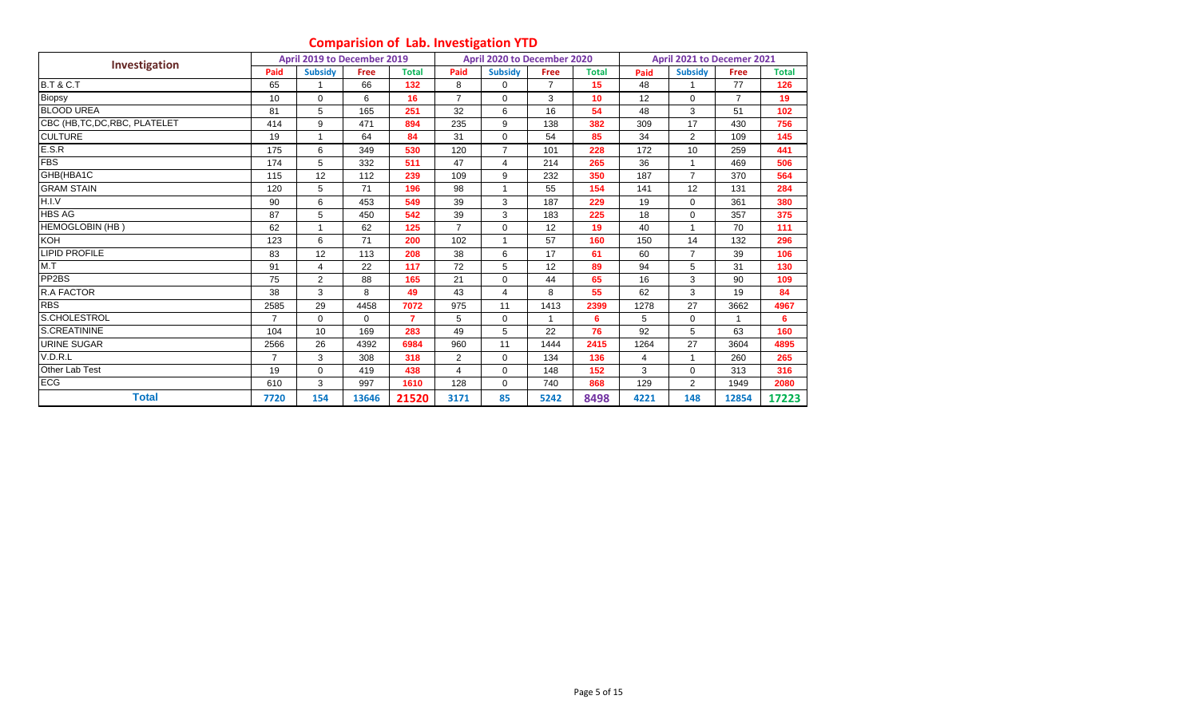# Comparision of Lab. Investigation YTD

| Investigation | April 2019 to December 2019 | | | | April 2020 to December 2020 | | | | April 2021 to Decemer 2021 | | | |
|---|---|---|---|---|---|---|---|---|---|---|---|---|
| | Paid | Subsidy | Free | Total | Paid | Subsidy | Free | Total | Paid | Subsidy | Free | Total |
| B.T & C.T | 65 | 1 | 66 | 132 | 8 | 0 | 7 | 15 | 48 | 1 | 77 | 126 |
| Biopsy | 10 | 0 | 6 | 16 | 7 | 0 | 3 | 10 | 12 | 0 | 7 | 19 |
| BLOOD UREA | 81 | 5 | 165 | 251 | 32 | 6 | 16 | 54 | 48 | 3 | 51 | 102 |
| CBC (HB,TC,DC,RBC, PLATELET | 414 | 9 | 471 | 894 | 235 | 9 | 138 | 382 | 309 | 17 | 430 | 756 |
| CULTURE | 19 | 1 | 64 | 84 | 31 | 0 | 54 | 85 | 34 | 2 | 109 | 145 |
| E.S.R | 175 | 6 | 349 | 530 | 120 | 7 | 101 | 228 | 172 | 10 | 259 | 441 |
| FBS | 174 | 5 | 332 | 511 | 47 | 4 | 214 | 265 | 36 | 1 | 469 | 506 |
| GHB(HBA1C | 115 | 12 | 112 | 239 | 109 | 9 | 232 | 350 | 187 | 7 | 370 | 564 |
| GRAM STAIN | 120 | 5 | 71 | 196 | 98 | 1 | 55 | 154 | 141 | 12 | 131 | 284 |
| H.I.V | 90 | 6 | 453 | 549 | 39 | 3 | 187 | 229 | 19 | 0 | 361 | 380 |
| HBS AG | 87 | 5 | 450 | 542 | 39 | 3 | 183 | 225 | 18 | 0 | 357 | 375 |
| HEMOGLOBIN (HB ) | 62 | 1 | 62 | 125 | 7 | 0 | 12 | 19 | 40 | 1 | 70 | 111 |
| KOH | 123 | 6 | 71 | 200 | 102 | 1 | 57 | 160 | 150 | 14 | 132 | 296 |
| LIPID PROFILE | 83 | 12 | 113 | 208 | 38 | 6 | 17 | 61 | 60 | 7 | 39 | 106 |
| M.T | 91 | 4 | 22 | 117 | 72 | 5 | 12 | 89 | 94 | 5 | 31 | 130 |
| PP2BS | 75 | 2 | 88 | 165 | 21 | 0 | 44 | 65 | 16 | 3 | 90 | 109 |
| R.A FACTOR | 38 | 3 | 8 | 49 | 43 | 4 | 8 | 55 | 62 | 3 | 19 | 84 |
| RBS | 2585 | 29 | 4458 | 7072 | 975 | 11 | 1413 | 2399 | 1278 | 27 | 3662 | 4967 |
| S.CHOLESTROL | 7 | 0 | 0 | 7 | 5 | 0 | 1 | 6 | 5 | 0 | 1 | 6 |
| S.CREATININE | 104 | 10 | 169 | 283 | 49 | 5 | 22 | 76 | 92 | 5 | 63 | 160 |
| URINE SUGAR | 2566 | 26 | 4392 | 6984 | 960 | 11 | 1444 | 2415 | 1264 | 27 | 3604 | 4895 |
| V.D.R.L | 7 | 3 | 308 | 318 | 2 | 0 | 134 | 136 | 4 | 1 | 260 | 265 |
| Other Lab Test | 19 | 0 | 419 | 438 | 4 | 0 | 148 | 152 | 3 | 0 | 313 | 316 |
| ECG | 610 | 3 | 997 | 1610 | 128 | 0 | 740 | 868 | 129 | 2 | 1949 | 2080 |
| **Total** | **7720** | **154** | **13646** | **21520** | **3171** | **85** | **5242** | **8498** | **4221** | **148** | **12854** | **17223** |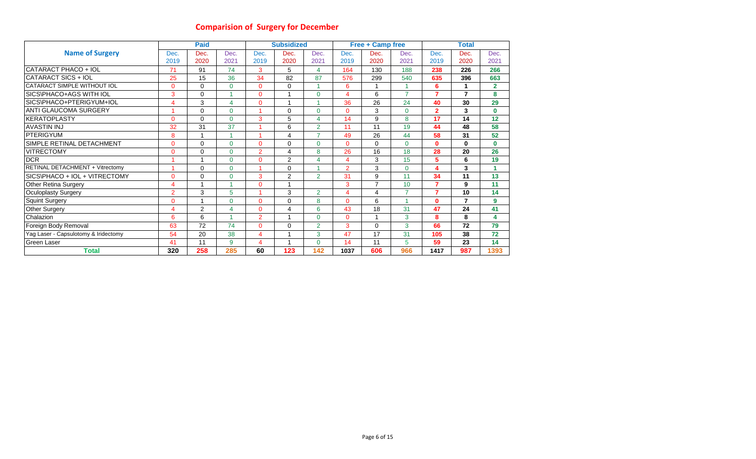# Comparision of Surgery for December

| Name of Surgery | Paid | | | Subsidized | | | Free + Camp free | | | Total | | |
|---|---|---|---|---|---|---|---|---|---|---|---|---|
| | Dec. 2019 | Dec. 2020 | Dec. 2021 | Dec. 2019 | Dec. 2020 | Dec. 2021 | Dec. 2019 | Dec. 2020 | Dec. 2021 | Dec. 2019 | Dec. 2020 | Dec. 2021 |
| CATARACT PHACO + IOL | 71 | 91 | 74 | 3 | 5 | 4 | 164 | 130 | 188 | 238 | 226 | 266 |
| CATARACT SICS + IOL | 25 | 15 | 36 | 34 | 82 | 87 | 576 | 299 | 540 | 635 | 396 | 663 |
| CATARACT SIMPLE WITHOUT IOL | 0 | 0 | 0 | 0 | 0 | 1 | 6 | 1 | 1 | 6 | 1 | 2 |
| SICS\PHACO+AGS WITH IOL | 3 | 0 | 1 | 0 | 1 | 0 | 4 | 6 | 7 | 7 | 7 | 8 |
| SICS\PHACO+PTERIGYUM+IOL | 4 | 3 | 4 | 0 | 1 | 1 | 36 | 26 | 24 | 40 | 30 | 29 |
| ANTI GLAUCOMA SURGERY | 1 | 0 | 0 | 1 | 0 | 0 | 0 | 3 | 0 | 2 | 3 | 0 |
| KERATOPLASTY | 0 | 0 | 0 | 3 | 5 | 4 | 14 | 9 | 8 | 17 | 14 | 12 |
| AVASTIN INJ | 32 | 31 | 37 | 1 | 6 | 2 | 11 | 11 | 19 | 44 | 48 | 58 |
| PTERIGYUM | 8 | 1 | 1 | 1 | 4 | 7 | 49 | 26 | 44 | 58 | 31 | 52 |
| SIMPLE RETINAL DETACHMENT | 0 | 0 | 0 | 0 | 0 | 0 | 0 | 0 | 0 | 0 | 0 | 0 |
| VITRECTOMY | 0 | 0 | 0 | 2 | 4 | 8 | 26 | 16 | 18 | 28 | 20 | 26 |
| DCR | 1 | 1 | 0 | 0 | 2 | 4 | 4 | 3 | 15 | 5 | 6 | 19 |
| RETINAL DETACHMENT + Vitrectomy | 1 | 0 | 0 | 1 | 0 | 1 | 2 | 3 | 0 | 4 | 3 | 1 |
| SICS\PHACO + IOL + VITRECTOMY | 0 | 0 | 0 | 3 | 2 | 2 | 31 | 9 | 11 | 34 | 11 | 13 |
| Other Retina Surgery | 4 | 1 | 1 | 0 | 1 | | 3 | 7 | 10 | 7 | 9 | 11 |
| Oculoplasty Surgery | 2 | 3 | 5 | 1 | 3 | 2 | 4 | 4 | 7 | 7 | 10 | 14 |
| Squint Surgery | 0 | 1 | 0 | 0 | 0 | 8 | 0 | 6 | 1 | 0 | 7 | 9 |
| Other Surgery | 4 | 2 | 4 | 0 | 4 | 6 | 43 | 18 | 31 | 47 | 24 | 41 |
| Chalazion | 6 | 6 | 1 | 2 | 1 | 0 | 0 | 1 | 3 | 8 | 8 | 4 |
| Foreign Body Removal | 63 | 72 | 74 | 0 | 0 | 2 | 3 | 0 | 3 | 66 | 72 | 79 |
| Yag Laser - Capsulotomy & Iridectomy | 54 | 20 | 38 | 4 | 1 | 3 | 47 | 17 | 31 | 105 | 38 | 72 |
| Green Laser | 41 | 11 | 9 | 4 | 1 | 0 | 14 | 11 | 5 | 59 | 23 | 14 |
| **Total** | **320** | **258** | **285** | **60** | **123** | **142** | **1037** | **606** | **966** | **1417** | **987** | **1393** |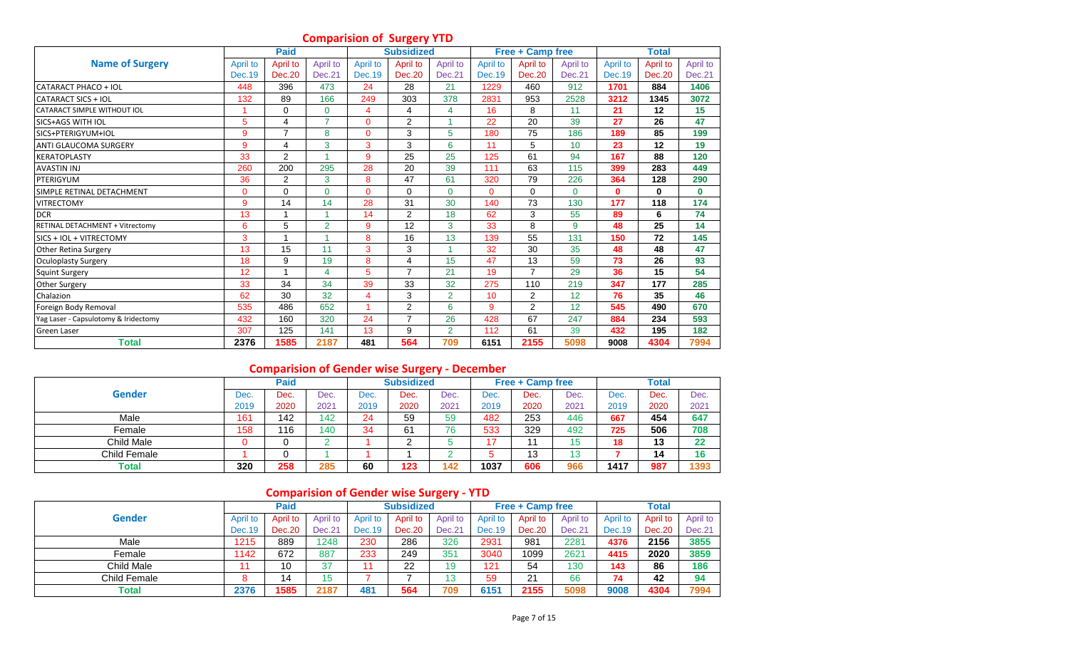## Comparision of Surgery YTD

| Name of Surgery | Paid | | | Subsidized | | | Free + Camp free | | | Total | | |
|---|---|---|---|---|---|---|---|---|---|---|---|---|
| | April to Dec.19 | April to Dec.20 | April to Dec.21 | April to Dec.19 | April to Dec.20 | April to Dec.21 | April to Dec.19 | April to Dec.20 | April to Dec.21 | April to Dec.19 | April to Dec.20 | April to Dec.21 |
| CATARACT PHACO + IOL | 448 | 396 | 473 | 24 | 28 | 21 | 1229 | 460 | 912 | 1701 | 884 | 1406 |
| CATARACT SICS + IOL | 132 | 89 | 166 | 249 | 303 | 378 | 2831 | 953 | 2528 | 3212 | 1345 | 3072 |
| CATARACT SIMPLE WITHOUT IOL | 1 | 0 | 0 | 4 | 4 | 4 | 16 | 8 | 11 | 21 | 12 | 15 |
| SICS+AGS WITH IOL | 5 | 4 | 7 | 0 | 2 | 1 | 22 | 20 | 39 | 27 | 26 | 47 |
| SICS+PTERIGYUM+IOL | 9 | 7 | 8 | 0 | 3 | 5 | 180 | 75 | 186 | 189 | 85 | 199 |
| ANTI GLAUCOMA SURGERY | 9 | 4 | 3 | 3 | 3 | 6 | 11 | 5 | 10 | 23 | 12 | 19 |
| KERATOPLASTY | 33 | 2 | 1 | 9 | 25 | 25 | 125 | 61 | 94 | 167 | 88 | 120 |
| AVASTIN INJ | 260 | 200 | 295 | 28 | 20 | 39 | 111 | 63 | 115 | 399 | 283 | 449 |
| PTERIGYUM | 36 | 2 | 3 | 8 | 47 | 61 | 320 | 79 | 226 | 364 | 128 | 290 |
| SIMPLE RETINAL DETACHMENT | 0 | 0 | 0 | 0 | 0 | 0 | 0 | 0 | 0 | 0 | 0 | 0 |
| VITRECTOMY | 9 | 14 | 14 | 28 | 31 | 30 | 140 | 73 | 130 | 177 | 118 | 174 |
| DCR | 13 | 1 | 1 | 14 | 2 | 18 | 62 | 3 | 55 | 89 | 6 | 74 |
| RETINAL DETACHMENT + Vitrectomy | 6 | 5 | 2 | 9 | 12 | 3 | 33 | 8 | 9 | 48 | 25 | 14 |
| SICS + IOL + VITRECTOMY | 3 | 1 | 1 | 8 | 16 | 13 | 139 | 55 | 131 | 150 | 72 | 145 |
| Other Retina Surgery | 13 | 15 | 11 | 3 | 3 | 1 | 32 | 30 | 35 | 48 | 48 | 47 |
| Oculoplasty Surgery | 18 | 9 | 19 | 8 | 4 | 15 | 47 | 13 | 59 | 73 | 26 | 93 |
| Squint Surgery | 12 | 1 | 4 | 5 | 7 | 21 | 19 | 7 | 29 | 36 | 15 | 54 |
| Other Surgery | 33 | 34 | 34 | 39 | 33 | 32 | 275 | 110 | 219 | 347 | 177 | 285 |
| Chalazion | 62 | 30 | 32 | 4 | 3 | 2 | 10 | 2 | 12 | 76 | 35 | 46 |
| Foreign Body Removal | 535 | 486 | 652 | 1 | 2 | 6 | 9 | 2 | 12 | 545 | 490 | 670 |
| Yag Laser - Capsulotomy & Iridectomy | 432 | 160 | 320 | 24 | 7 | 26 | 428 | 67 | 247 | 884 | 234 | 593 |
| Green Laser | 307 | 125 | 141 | 13 | 9 | 2 | 112 | 61 | 39 | 432 | 195 | 182 |
| **Total** | **2376** | **1585** | **2187** | **481** | **564** | **709** | **6151** | **2155** | **5098** | **9008** | **4304** | **7994** |

## Comparision of Gender wise Surgery - December

| Gender | Paid | | | Subsidized | | | Free + Camp free | | | Total | | |
|---|---|---|---|---|---|---|---|---|---|---|---|---|
| | Dec. 2019 | Dec. 2020 | Dec. 2021 | Dec. 2019 | Dec. 2020 | Dec. 2021 | Dec. 2019 | Dec. 2020 | Dec. 2021 | Dec. 2019 | Dec. 2020 | Dec. 2021 |
| Male | 161 | 142 | 142 | 24 | 59 | 59 | 482 | 253 | 446 | 667 | 454 | 647 |
| Female | 158 | 116 | 140 | 34 | 61 | 76 | 533 | 329 | 492 | 725 | 506 | 708 |
| Child Male | 0 | 0 | 2 | 1 | 2 | 5 | 17 | 11 | 15 | 18 | 13 | 22 |
| Child Female | 1 | 0 | 1 | 1 | 1 | 2 | 5 | 13 | 13 | 7 | 14 | 16 |
| **Total** | **320** | **258** | **285** | **60** | **123** | **142** | **1037** | **606** | **966** | **1417** | **987** | **1393** |

## Comparision of Gender wise Surgery - YTD

| Gender | Paid | | | Subsidized | | | Free + Camp free | | | Total | | |
|---|---|---|---|---|---|---|---|---|---|---|---|---|
| | April to Dec.19 | April to Dec.20 | April to Dec.21 | April to Dec.19 | April to Dec.20 | April to Dec.21 | April to Dec.19 | April to Dec.20 | April to Dec.21 | April to Dec.19 | April to Dec.20 | April to Dec.21 |
| Male | 1215 | 889 | 1248 | 230 | 286 | 326 | 2931 | 981 | 2281 | 4376 | 2156 | 3855 |
| Female | 1142 | 672 | 887 | 233 | 249 | 351 | 3040 | 1099 | 2621 | 4415 | 2020 | 3859 |
| Child Male | 11 | 10 | 37 | 11 | 22 | 19 | 121 | 54 | 130 | 143 | 86 | 186 |
| Child Female | 8 | 14 | 15 | 7 | 7 | 13 | 59 | 21 | 66 | 74 | 42 | 94 |
| **Total** | **2376** | **1585** | **2187** | **481** | **564** | **709** | **6151** | **2155** | **5098** | **9008** | **4304** | **7994** |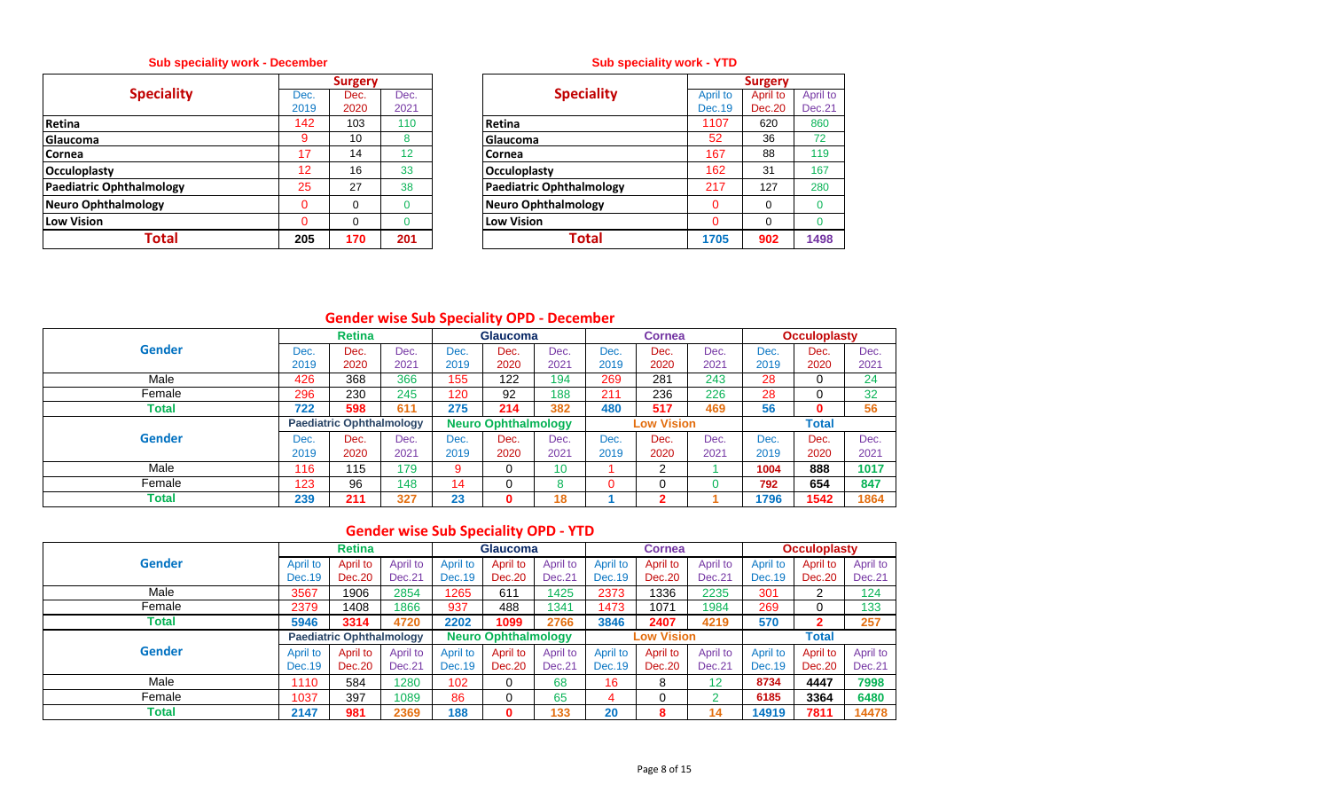## Sub speciality work - December

| Speciality | Surgery | | |
|---|---|---|---|
| | Dec. 2019 | Dec. 2020 | Dec. 2021 |
| Retina | 142 | 103 | 110 |
| Glaucoma | 9 | 10 | 8 |
| Cornea | 17 | 14 | 12 |
| Occuloplasty | 12 | 16 | 33 |
| Paediatric Ophthalmology | 25 | 27 | 38 |
| Neuro Ophthalmology | 0 | 0 | 0 |
| Low Vision | 0 | 0 | 0 |
| **Total** | **205** | **170** | **201** |

## Sub speciality work - YTD

| Speciality | Surgery | | |
|---|---|---|---|
| | April to Dec.19 | April to Dec.20 | April to Dec.21 |
| Retina | 1107 | 620 | 860 |
| Glaucoma | 52 | 36 | 72 |
| Cornea | 167 | 88 | 119 |
| Occuloplasty | 162 | 31 | 167 |
| Paediatric Ophthalmology | 217 | 127 | 280 |
| Neuro Ophthalmology | 0 | 0 | 0 |
| Low Vision | 0 | 0 | 0 |
| **Total** | **1705** | **902** | **1498** |

## Gender wise Sub Speciality OPD - December

| Gender | Retina | | | Glaucoma | | | Cornea | | | Occuloplasty | | |
|---|---|---|---|---|---|---|---|---|---|---|---|---|
| | Dec. 2019 | Dec. 2020 | Dec. 2021 | Dec. 2019 | Dec. 2020 | Dec. 2021 | Dec. 2019 | Dec. 2020 | Dec. 2021 | Dec. 2019 | Dec. 2020 | Dec. 2021 |
| Male | 426 | 368 | 366 | 155 | 122 | 194 | 269 | 281 | 243 | 28 | 0 | 24 |
| Female | 296 | 230 | 245 | 120 | 92 | 188 | 211 | 236 | 226 | 28 | 0 | 32 |
| **Total** | **722** | **598** | **611** | **275** | **214** | **382** | **480** | **517** | **469** | **56** | **0** | **56** |
| **Gender** | **Paediatric Ophthalmology** | | | **Neuro Ophthalmology** | | | **Low Vision** | | | **Total** | | |
| | Dec. 2019 | Dec. 2020 | Dec. 2021 | Dec. 2019 | Dec. 2020 | Dec. 2021 | Dec. 2019 | Dec. 2020 | Dec. 2021 | Dec. 2019 | Dec. 2020 | Dec. 2021 |
| Male | 116 | 115 | 179 | 9 | 0 | 10 | 1 | 2 | 1 | 1004 | 888 | 1017 |
| Female | 123 | 96 | 148 | 14 | 0 | 8 | 0 | 0 | 0 | 792 | 654 | 847 |
| **Total** | **239** | **211** | **327** | **23** | **0** | **18** | **1** | **2** | **1** | **1796** | **1542** | **1864** |

## Gender wise Sub Speciality OPD - YTD

| Gender | Retina | | | Glaucoma | | | Cornea | | | Occuloplasty | | |
|---|---|---|---|---|---|---|---|---|---|---|---|---|
| | April to Dec.19 | April to Dec.20 | April to Dec.21 | April to Dec.19 | April to Dec.20 | April to Dec.21 | April to Dec.19 | April to Dec.20 | April to Dec.21 | April to Dec.19 | April to Dec.20 | April to Dec.21 |
| Male | 3567 | 1906 | 2854 | 1265 | 611 | 1425 | 2373 | 1336 | 2235 | 301 | 2 | 124 |
| Female | 2379 | 1408 | 1866 | 937 | 488 | 1341 | 1473 | 1071 | 1984 | 269 | 0 | 133 |
| **Total** | **5946** | **3314** | **4720** | **2202** | **1099** | **2766** | **3846** | **2407** | **4219** | **570** | **2** | **257** |
| **Gender** | **Paediatric Ophthalmology** | | | **Neuro Ophthalmology** | | | **Low Vision** | | | **Total** | | |
| | April to Dec.19 | April to Dec.20 | April to Dec.21 | April to Dec.19 | April to Dec.20 | April to Dec.21 | April to Dec.19 | April to Dec.20 | April to Dec.21 | April to Dec.19 | April to Dec.20 | April to Dec.21 |
| Male | 1110 | 584 | 1280 | 102 | 0 | 68 | 16 | 8 | 12 | 8734 | 4447 | 7998 |
| Female | 1037 | 397 | 1089 | 86 | 0 | 65 | 4 | 0 | 2 | 6185 | 3364 | 6480 |
| **Total** | **2147** | **981** | **2369** | **188** | **0** | **133** | **20** | **8** | **14** | **14919** | **7811** | **14478** |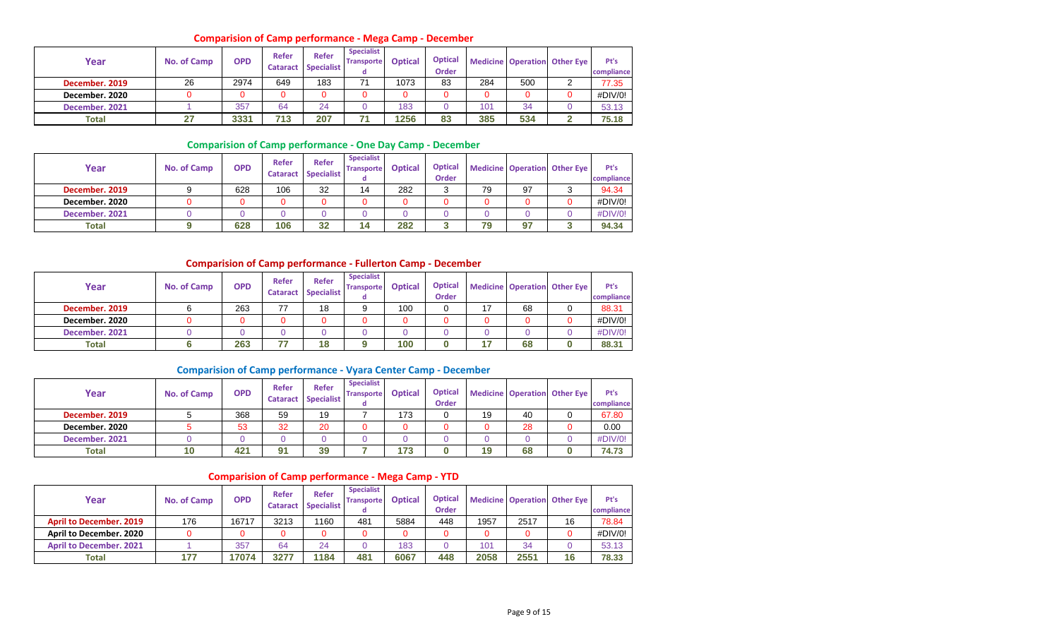## Comparision of Camp performance - Mega Camp - December

| Year | No. of Camp | OPD | Refer Cataract | Refer Specialist | Specialist Transported | Optical | Optical Order | Medicine | Operation | Other Eye | Pt's compliance |
|---|---|---|---|---|---|---|---|---|---|---|---|
| December. 2019 | 26 | 2974 | 649 | 183 | 71 | 1073 | 83 | 284 | 500 | 2 | 77.35 |
| December. 2020 | 0 | 0 | 0 | 0 | 0 | 0 | 0 | 0 | 0 | 0 | #DIV/0! |
| December. 2021 | 1 | 357 | 64 | 24 | 0 | 183 | 0 | 101 | 34 | 0 | 53.13 |
| Total | 27 | 3331 | 713 | 207 | 71 | 1256 | 83 | 385 | 534 | 2 | 75.18 |

## Comparision of Camp performance - One Day Camp - December

| Year | No. of Camp | OPD | Refer Cataract | Refer Specialist | Specialist Transported | Optical | Optical Order | Medicine | Operation | Other Eye | Pt's compliance |
|---|---|---|---|---|---|---|---|---|---|---|---|
| December. 2019 | 9 | 628 | 106 | 32 | 14 | 282 | 3 | 79 | 97 | 3 | 94.34 |
| December. 2020 | 0 | 0 | 0 | 0 | 0 | 0 | 0 | 0 | 0 | 0 | #DIV/0! |
| December. 2021 | 0 | 0 | 0 | 0 | 0 | 0 | 0 | 0 | 0 | 0 | #DIV/0! |
| Total | 9 | 628 | 106 | 32 | 14 | 282 | 3 | 79 | 97 | 3 | 94.34 |

## Comparision of Camp performance - Fullerton Camp - December

| Year | No. of Camp | OPD | Refer Cataract | Refer Specialist | Specialist Transported | Optical | Optical Order | Medicine | Operation | Other Eye | Pt's compliance |
|---|---|---|---|---|---|---|---|---|---|---|---|
| December. 2019 | 6 | 263 | 77 | 18 | 9 | 100 | 0 | 17 | 68 | 0 | 88.31 |
| December. 2020 | 0 | 0 | 0 | 0 | 0 | 0 | 0 | 0 | 0 | 0 | #DIV/0! |
| December. 2021 | 0 | 0 | 0 | 0 | 0 | 0 | 0 | 0 | 0 | 0 | #DIV/0! |
| Total | 6 | 263 | 77 | 18 | 9 | 100 | 0 | 17 | 68 | 0 | 88.31 |

## Comparision of Camp performance - Vyara Center Camp - December

| Year | No. of Camp | OPD | Refer Cataract | Refer Specialist | Specialist Transported | Optical | Optical Order | Medicine | Operation | Other Eye | Pt's compliance |
|---|---|---|---|---|---|---|---|---|---|---|---|
| December. 2019 | 5 | 368 | 59 | 19 | 7 | 173 | 0 | 19 | 40 | 0 | 67.80 |
| December. 2020 | 5 | 53 | 32 | 20 | 0 | 0 | 0 | 0 | 28 | 0 | 0.00 |
| December. 2021 | 0 | 0 | 0 | 0 | 0 | 0 | 0 | 0 | 0 | 0 | #DIV/0! |
| Total | 10 | 421 | 91 | 39 | 7 | 173 | 0 | 19 | 68 | 0 | 74.73 |

## Comparision of Camp performance - Mega Camp - YTD

| Year | No. of Camp | OPD | Refer Cataract | Refer Specialist | Specialist Transported | Optical | Optical Order | Medicine | Operation | Other Eye | Pt's compliance |
|---|---|---|---|---|---|---|---|---|---|---|---|
| April to December. 2019 | 176 | 16717 | 3213 | 1160 | 481 | 5884 | 448 | 1957 | 2517 | 16 | 78.84 |
| April to December. 2020 | 0 | 0 | 0 | 0 | 0 | 0 | 0 | 0 | 0 | 0 | #DIV/0! |
| April to December. 2021 | 1 | 357 | 64 | 24 | 0 | 183 | 0 | 101 | 34 | 0 | 53.13 |
| Total | 177 | 17074 | 3277 | 1184 | 481 | 6067 | 448 | 2058 | 2551 | 16 | 78.33 |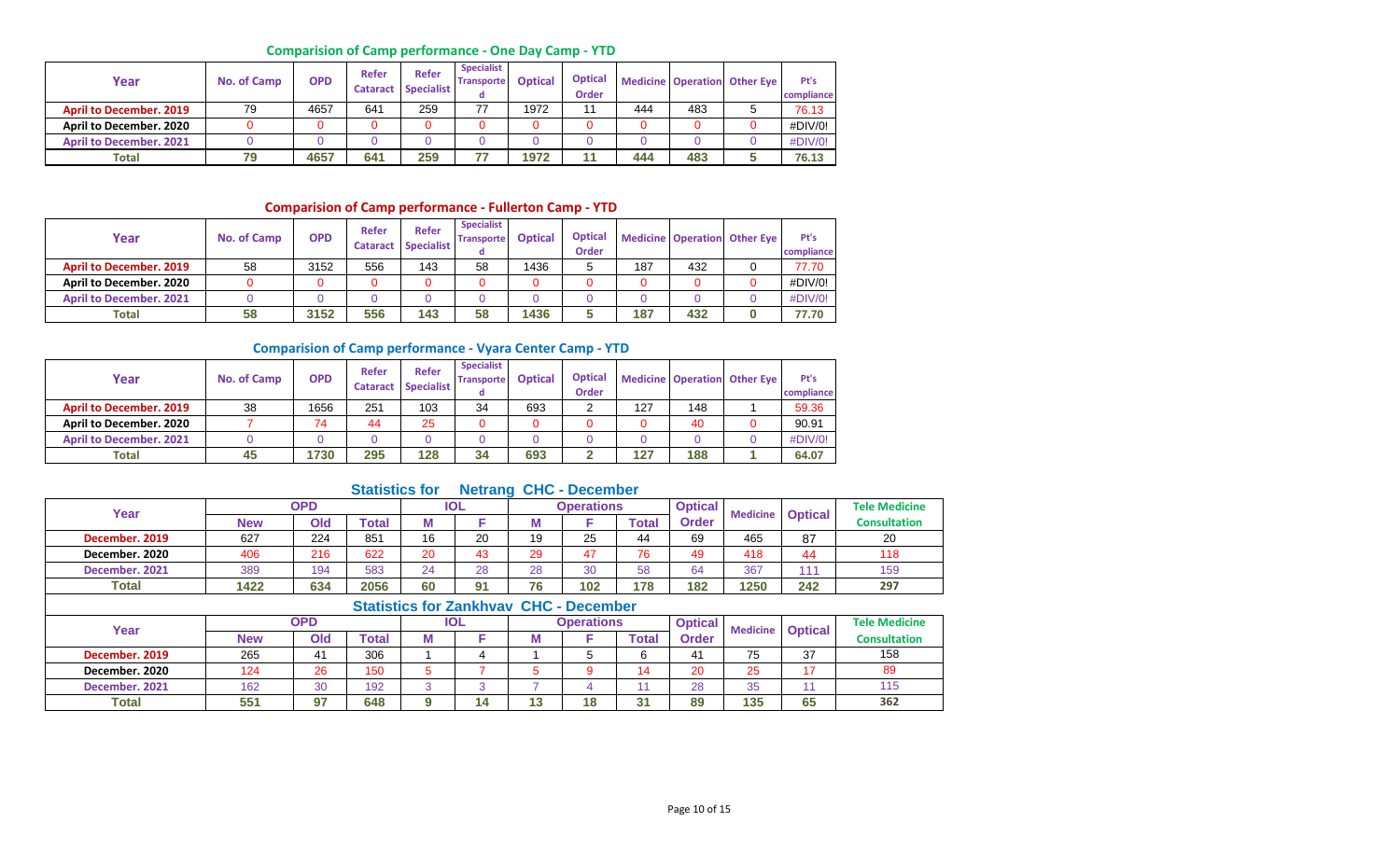## Comparision of Camp performance - One Day Camp - YTD

| Year | No. of Camp | OPD | Refer Cataract | Refer Specialist | Specialist Transported | Optical | Optical Order | Medicine | Operation | Other Eye | Pt's compliance |
|---|---|---|---|---|---|---|---|---|---|---|---|
| April to December. 2019 | 79 | 4657 | 641 | 259 | 77 | 1972 | 11 | 444 | 483 | 5 | 76.13 |
| April to December. 2020 | 0 | 0 | 0 | 0 | 0 | 0 | 0 | 0 | 0 | 0 | #DIV/0! |
| April to December. 2021 | 0 | 0 | 0 | 0 | 0 | 0 | 0 | 0 | 0 | 0 | #DIV/0! |
| **Total** | **79** | **4657** | **641** | **259** | **77** | **1972** | **11** | **444** | **483** | **5** | **76.13** |

## Comparision of Camp performance - Fullerton Camp - YTD

| Year | No. of Camp | OPD | Refer Cataract | Refer Specialist | Specialist Transported | Optical | Optical Order | Medicine | Operation | Other Eye | Pt's compliance |
|---|---|---|---|---|---|---|---|---|---|---|---|
| April to December. 2019 | 58 | 3152 | 556 | 143 | 58 | 1436 | 5 | 187 | 432 | 0 | 77.70 |
| April to December. 2020 | 0 | 0 | 0 | 0 | 0 | 0 | 0 | 0 | 0 | 0 | #DIV/0! |
| April to December. 2021 | 0 | 0 | 0 | 0 | 0 | 0 | 0 | 0 | 0 | 0 | #DIV/0! |
| **Total** | **58** | **3152** | **556** | **143** | **58** | **1436** | **5** | **187** | **432** | **0** | **77.70** |

## Comparision of Camp performance - Vyara Center Camp - YTD

| Year | No. of Camp | OPD | Refer Cataract | Refer Specialist | Specialist Transported | Optical | Optical Order | Medicine | Operation | Other Eye | Pt's compliance |
|---|---|---|---|---|---|---|---|---|---|---|---|
| April to December. 2019 | 38 | 1656 | 251 | 103 | 34 | 693 | 2 | 127 | 148 | 1 | 59.36 |
| April to December. 2020 | 7 | 74 | 44 | 25 | 0 | 0 | 0 | 0 | 40 | 0 | 90.91 |
| April to December. 2021 | 0 | 0 | 0 | 0 | 0 | 0 | 0 | 0 | 0 | 0 | #DIV/0! |
| **Total** | **45** | **1730** | **295** | **128** | **34** | **693** | **2** | **127** | **188** | **1** | **64.07** |

## Statistics for Netrang CHC - December

| Year | OPD | | | IOL | | Operations | | | Optical Order | Medicine | Optical | Tele Medicine Consultation |
|---|---|---|---|---|---|---|---|---|---|---|---|---|
| | New | Old | Total | M | F | M | F | Total | | | | |
| December. 2019 | 627 | 224 | 851 | 16 | 20 | 19 | 25 | 44 | 69 | 465 | 87 | 20 |
| December. 2020 | 406 | 216 | 622 | 20 | 43 | 29 | 47 | 76 | 49 | 418 | 44 | 118 |
| December. 2021 | 389 | 194 | 583 | 24 | 28 | 28 | 30 | 58 | 64 | 367 | 111 | 159 |
| **Total** | **1422** | **634** | **2056** | **60** | **91** | **76** | **102** | **178** | **182** | **1250** | **242** | **297** |

## Statistics for Zankhvav CHC - December

| Year | OPD | | | IOL | | Operations | | | Optical Order | Medicine | Optical | Tele Medicine Consultation |
|---|---|---|---|---|---|---|---|---|---|---|---|---|
| | New | Old | Total | M | F | M | F | Total | | | | |
| December. 2019 | 265 | 41 | 306 | 1 | 4 | 1 | 5 | 6 | 41 | 75 | 37 | 158 |
| December. 2020 | 124 | 26 | 150 | 5 | 7 | 5 | 9 | 14 | 20 | 25 | 17 | 89 |
| December. 2021 | 162 | 30 | 192 | 3 | 3 | 7 | 4 | 11 | 28 | 35 | 11 | 115 |
| **Total** | **551** | **97** | **648** | **9** | **14** | **13** | **18** | **31** | **89** | **135** | **65** | **362** |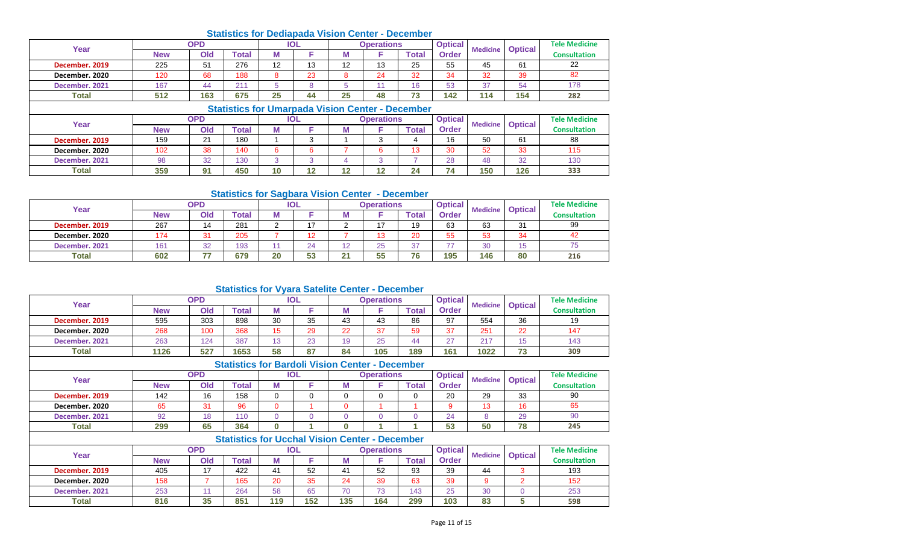## Statistics for Dediapada Vision Center - December

| Year | OPD | | | IOL | | Operations | | | Optical Order | Medicine | Optical | Tele Medicine Consultation |
|---|---|---|---|---|---|---|---|---|---|---|---|---|
| | New | Old | Total | M | F | M | F | Total | | | | |
| December. 2019 | 225 | 51 | 276 | 12 | 13 | 12 | 13 | 25 | 55 | 45 | 61 | 22 |
| December. 2020 | 120 | 68 | 188 | 8 | 23 | 8 | 24 | 32 | 34 | 32 | 39 | 82 |
| December. 2021 | 167 | 44 | 211 | 5 | 8 | 5 | 11 | 16 | 53 | 37 | 54 | 178 |
| Total | 512 | 163 | 675 | 25 | 44 | 25 | 48 | 73 | 142 | 114 | 154 | 282 |

## Statistics for Umarpada Vision Center - December

| Year | OPD | | | IOL | | Operations | | | Optical Order | Medicine | Optical | Tele Medicine Consultation |
|---|---|---|---|---|---|---|---|---|---|---|---|---|
| | New | Old | Total | M | F | M | F | Total | | | | |
| December. 2019 | 159 | 21 | 180 | 1 | 3 | 1 | 3 | 4 | 16 | 50 | 61 | 88 |
| December. 2020 | 102 | 38 | 140 | 6 | 6 | 7 | 6 | 13 | 30 | 52 | 33 | 115 |
| December. 2021 | 98 | 32 | 130 | 3 | 3 | 4 | 3 | 7 | 28 | 48 | 32 | 130 |
| Total | 359 | 91 | 450 | 10 | 12 | 12 | 12 | 24 | 74 | 150 | 126 | 333 |

## Statistics for Sagbara Vision Center - December

| Year | OPD | | | IOL | | Operations | | | Optical Order | Medicine | Optical | Tele Medicine Consultation |
|---|---|---|---|---|---|---|---|---|---|---|---|---|
| | New | Old | Total | M | F | M | F | Total | | | | |
| December. 2019 | 267 | 14 | 281 | 2 | 17 | 2 | 17 | 19 | 63 | 63 | 31 | 99 |
| December. 2020 | 174 | 31 | 205 | 7 | 12 | 7 | 13 | 20 | 55 | 53 | 34 | 42 |
| December. 2021 | 161 | 32 | 193 | 11 | 24 | 12 | 25 | 37 | 77 | 30 | 15 | 75 |
| Total | 602 | 77 | 679 | 20 | 53 | 21 | 55 | 76 | 195 | 146 | 80 | 216 |

## Statistics for Vyara Satelite Center - December

| Year | OPD | | | IOL | | Operations | | | Optical Order | Medicine | Optical | Tele Medicine Consultation |
|---|---|---|---|---|---|---|---|---|---|---|---|---|
| | New | Old | Total | M | F | M | F | Total | | | | |
| December. 2019 | 595 | 303 | 898 | 30 | 35 | 43 | 43 | 86 | 97 | 554 | 36 | 19 |
| December. 2020 | 268 | 100 | 368 | 15 | 29 | 22 | 37 | 59 | 37 | 251 | 22 | 147 |
| December. 2021 | 263 | 124 | 387 | 13 | 23 | 19 | 25 | 44 | 27 | 217 | 15 | 143 |
| Total | 1126 | 527 | 1653 | 58 | 87 | 84 | 105 | 189 | 161 | 1022 | 73 | 309 |

## Statistics for Bardoli Vision Center - December

| Year | OPD | | | IOL | | Operations | | | Optical Order | Medicine | Optical | Tele Medicine Consultation |
|---|---|---|---|---|---|---|---|---|---|---|---|---|
| | New | Old | Total | M | F | M | F | Total | | | | |
| December. 2019 | 142 | 16 | 158 | 0 | 0 | 0 | 0 | 0 | 20 | 29 | 33 | 90 |
| December. 2020 | 65 | 31 | 96 | 0 | 1 | 0 | 1 | 1 | 9 | 13 | 16 | 65 |
| December. 2021 | 92 | 18 | 110 | 0 | 0 | 0 | 0 | 0 | 24 | 8 | 29 | 90 |
| Total | 299 | 65 | 364 | 0 | 1 | 0 | 1 | 1 | 53 | 50 | 78 | 245 |

## Statistics for Ucchal Vision Center - December

| Year | OPD | | | IOL | | Operations | | | Optical Order | Medicine | Optical | Tele Medicine Consultation |
|---|---|---|---|---|---|---|---|---|---|---|---|---|
| | New | Old | Total | M | F | M | F | Total | | | | |
| December. 2019 | 405 | 17 | 422 | 41 | 52 | 41 | 52 | 93 | 39 | 44 | 3 | 193 |
| December. 2020 | 158 | 7 | 165 | 20 | 35 | 24 | 39 | 63 | 39 | 9 | 2 | 152 |
| December. 2021 | 253 | 11 | 264 | 58 | 65 | 70 | 73 | 143 | 25 | 30 | 0 | 253 |
| Total | 816 | 35 | 851 | 119 | 152 | 135 | 164 | 299 | 103 | 83 | 5 | 598 |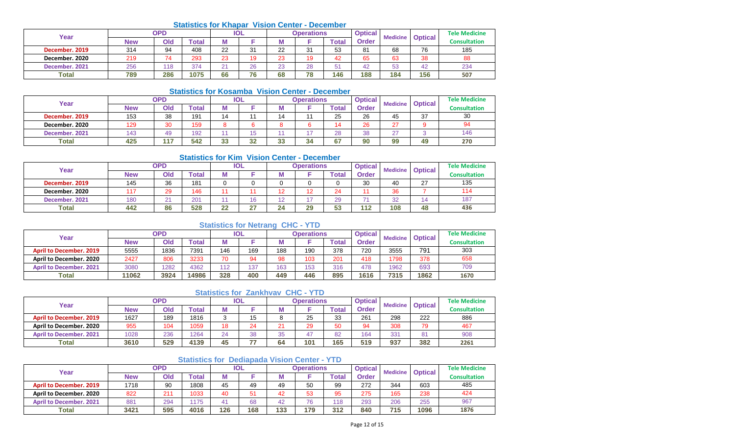### Statistics for Khapar Vision Center - December

| Year | OPD | | | IOL | | Operations | | | Optical Order | Medicine | Optical | Tele Medicine Consultation |
|---|---|---|---|---|---|---|---|---|---|---|---|---|
| | New | Old | Total | M | F | M | F | Total | | | | |
| December. 2019 | 314 | 94 | 408 | 22 | 31 | 22 | 31 | 53 | 81 | 68 | 76 | 185 |
| December. 2020 | 219 | 74 | 293 | 23 | 19 | 23 | 19 | 42 | 65 | 63 | 38 | 88 |
| December. 2021 | 256 | 118 | 374 | 21 | 26 | 23 | 28 | 51 | 42 | 53 | 42 | 234 |
| Total | 789 | 286 | 1075 | 66 | 76 | 68 | 78 | 146 | 188 | 184 | 156 | 507 |

### Statistics for Kosamba Vision Center - December

| Year | OPD | | | IOL | | Operations | | | Optical Order | Medicine | Optical | Tele Medicine Consultation |
|---|---|---|---|---|---|---|---|---|---|---|---|---|
| | New | Old | Total | M | F | M | F | Total | | | | |
| December. 2019 | 153 | 38 | 191 | 14 | 11 | 14 | 11 | 25 | 26 | 45 | 37 | 30 |
| December. 2020 | 129 | 30 | 159 | 8 | 6 | 8 | 6 | 14 | 26 | 27 | 9 | 94 |
| December. 2021 | 143 | 49 | 192 | 11 | 15 | 11 | 17 | 28 | 38 | 27 | 3 | 146 |
| Total | 425 | 117 | 542 | 33 | 32 | 33 | 34 | 67 | 90 | 99 | 49 | 270 |

### Statistics for Kim Vision Center - December

| Year | OPD | | | IOL | | Operations | | | Optical Order | Medicine | Optical | Tele Medicine Consultation |
|---|---|---|---|---|---|---|---|---|---|---|---|---|
| | New | Old | Total | M | F | M | F | Total | | | | |
| December. 2019 | 145 | 36 | 181 | 0 | 0 | 0 | 0 | 0 | 30 | 40 | 27 | 135 |
| December. 2020 | 117 | 29 | 146 | 11 | 11 | 12 | 12 | 24 | 11 | 36 | 7 | 114 |
| December. 2021 | 180 | 21 | 201 | 11 | 16 | 12 | 17 | 29 | 71 | 32 | 14 | 187 |
| Total | 442 | 86 | 528 | 22 | 27 | 24 | 29 | 53 | 112 | 108 | 48 | 436 |

### Statistics for Netrang CHC - YTD

| Year | OPD | | | IOL | | Operations | | | Optical Order | Medicine | Optical | Tele Medicine Consultation |
|---|---|---|---|---|---|---|---|---|---|---|---|---|
| | New | Old | Total | M | F | M | F | Total | | | | |
| April to December. 2019 | 5555 | 1836 | 7391 | 146 | 169 | 188 | 190 | 378 | 720 | 3555 | 791 | 303 |
| April to December. 2020 | 2427 | 806 | 3233 | 70 | 94 | 98 | 103 | 201 | 418 | 1798 | 378 | 658 |
| April to December. 2021 | 3080 | 1282 | 4362 | 112 | 137 | 163 | 153 | 316 | 478 | 1962 | 693 | 709 |
| Total | 11062 | 3924 | 14986 | 328 | 400 | 449 | 446 | 895 | 1616 | 7315 | 1862 | 1670 |

### Statistics for Zankhvav CHC - YTD

| Year | OPD | | | IOL | | Operations | | | Optical Order | Medicine | Optical | Tele Medicine Consultation |
|---|---|---|---|---|---|---|---|---|---|---|---|---|
| | New | Old | Total | M | F | M | F | Total | | | | |
| April to December. 2019 | 1627 | 189 | 1816 | 3 | 15 | 8 | 25 | 33 | 261 | 298 | 222 | 886 |
| April to December. 2020 | 955 | 104 | 1059 | 18 | 24 | 21 | 29 | 50 | 94 | 308 | 79 | 467 |
| April to December. 2021 | 1028 | 236 | 1264 | 24 | 38 | 35 | 47 | 82 | 164 | 331 | 81 | 908 |
| Total | 3610 | 529 | 4139 | 45 | 77 | 64 | 101 | 165 | 519 | 937 | 382 | 2261 |

### Statistics for Dediapada Vision Center - YTD

| Year | OPD | | | IOL | | Operations | | | Optical Order | Medicine | Optical | Tele Medicine Consultation |
|---|---|---|---|---|---|---|---|---|---|---|---|---|
| | New | Old | Total | M | F | M | F | Total | | | | |
| April to December. 2019 | 1718 | 90 | 1808 | 45 | 49 | 49 | 50 | 99 | 272 | 344 | 603 | 485 |
| April to December. 2020 | 822 | 211 | 1033 | 40 | 51 | 42 | 53 | 95 | 275 | 165 | 238 | 424 |
| April to December. 2021 | 881 | 294 | 1175 | 41 | 68 | 42 | 76 | 118 | 293 | 206 | 255 | 967 |
| Total | 3421 | 595 | 4016 | 126 | 168 | 133 | 179 | 312 | 840 | 715 | 1096 | 1876 |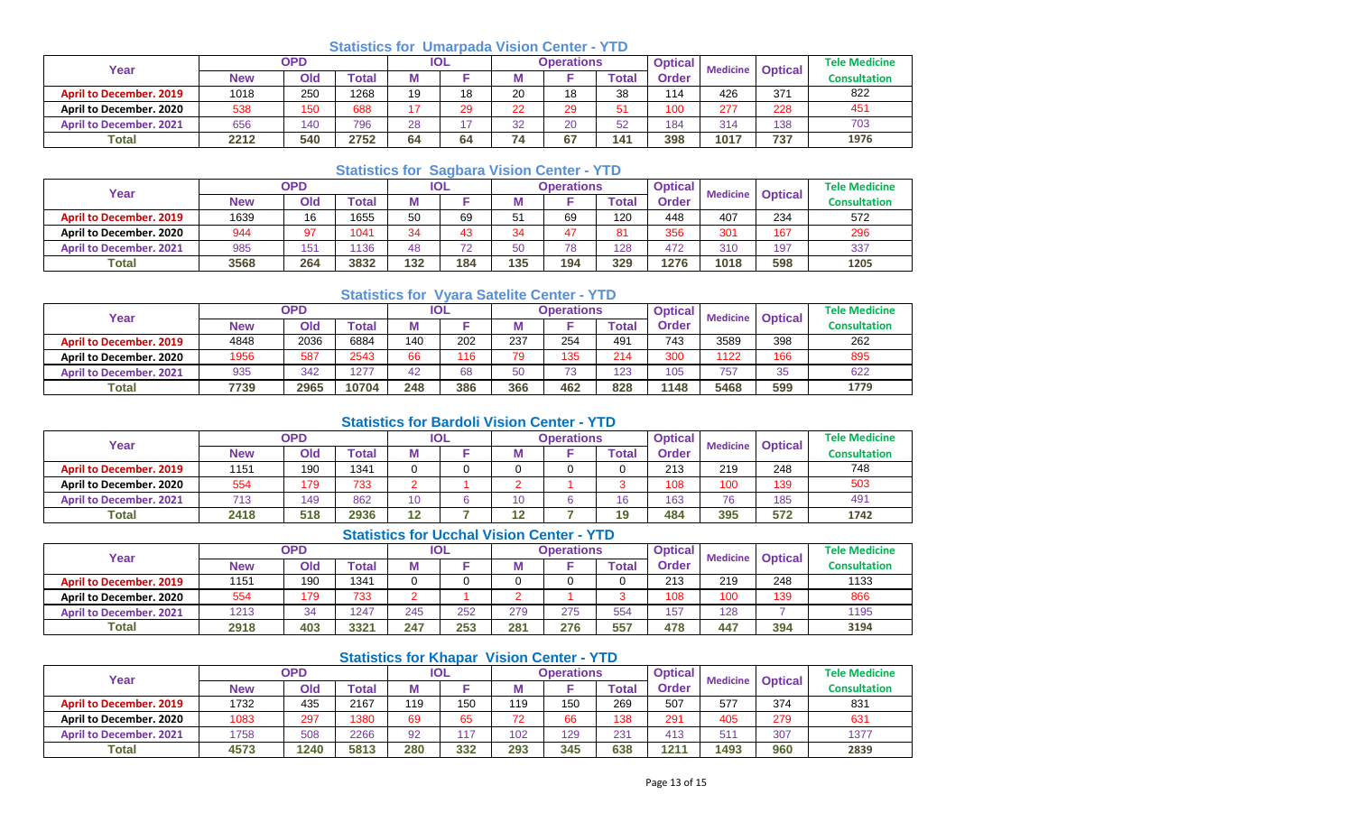### Statistics for Umarpada Vision Center - YTD

| Year | OPD | | | IOL | | Operations | | | Optical Order | Medicine | Optical | Tele Medicine Consultation |
|---|---|---|---|---|---|---|---|---|---|---|---|---|
| | New | Old | Total | M | F | M | F | Total | | | | |
| April to December. 2019 | 1018 | 250 | 1268 | 19 | 18 | 20 | 18 | 38 | 114 | 426 | 371 | 822 |
| April to December. 2020 | 538 | 150 | 688 | 17 | 29 | 22 | 29 | 51 | 100 | 277 | 228 | 451 |
| April to December. 2021 | 656 | 140 | 796 | 28 | 17 | 32 | 20 | 52 | 184 | 314 | 138 | 703 |
| Total | 2212 | 540 | 2752 | 64 | 64 | 74 | 67 | 141 | 398 | 1017 | 737 | 1976 |

### Statistics for Sagbara Vision Center - YTD

| Year | OPD | | | IOL | | Operations | | | Optical Order | Medicine | Optical | Tele Medicine Consultation |
|---|---|---|---|---|---|---|---|---|---|---|---|---|
| | New | Old | Total | M | F | M | F | Total | | | | |
| April to December. 2019 | 1639 | 16 | 1655 | 50 | 69 | 51 | 69 | 120 | 448 | 407 | 234 | 572 |
| April to December. 2020 | 944 | 97 | 1041 | 34 | 43 | 34 | 47 | 81 | 356 | 301 | 167 | 296 |
| April to December. 2021 | 985 | 151 | 1136 | 48 | 72 | 50 | 78 | 128 | 472 | 310 | 197 | 337 |
| Total | 3568 | 264 | 3832 | 132 | 184 | 135 | 194 | 329 | 1276 | 1018 | 598 | 1205 |

### Statistics for Vyara Satelite Center - YTD

| Year | OPD | | | IOL | | Operations | | | Optical Order | Medicine | Optical | Tele Medicine Consultation |
|---|---|---|---|---|---|---|---|---|---|---|---|---|
| | New | Old | Total | M | F | M | F | Total | | | | |
| April to December. 2019 | 4848 | 2036 | 6884 | 140 | 202 | 237 | 254 | 491 | 743 | 3589 | 398 | 262 |
| April to December. 2020 | 1956 | 587 | 2543 | 66 | 116 | 79 | 135 | 214 | 300 | 1122 | 166 | 895 |
| April to December. 2021 | 935 | 342 | 1277 | 42 | 68 | 50 | 73 | 123 | 105 | 757 | 35 | 622 |
| Total | 7739 | 2965 | 10704 | 248 | 386 | 366 | 462 | 828 | 1148 | 5468 | 599 | 1779 |

### Statistics for Bardoli Vision Center - YTD

| Year | OPD | | | IOL | | Operations | | | Optical Order | Medicine | Optical | Tele Medicine Consultation |
|---|---|---|---|---|---|---|---|---|---|---|---|---|
| | New | Old | Total | M | F | M | F | Total | | | | |
| April to December. 2019 | 1151 | 190 | 1341 | 0 | 0 | 0 | 0 | 0 | 213 | 219 | 248 | 748 |
| April to December. 2020 | 554 | 179 | 733 | 2 | 1 | 2 | 1 | 3 | 108 | 100 | 139 | 503 |
| April to December. 2021 | 713 | 149 | 862 | 10 | 6 | 10 | 6 | 16 | 163 | 76 | 185 | 491 |
| Total | 2418 | 518 | 2936 | 12 | 7 | 12 | 7 | 19 | 484 | 395 | 572 | 1742 |

### Statistics for Ucchal Vision Center - YTD

| Year | OPD | | | IOL | | Operations | | | Optical Order | Medicine | Optical | Tele Medicine Consultation |
|---|---|---|---|---|---|---|---|---|---|---|---|---|
| | New | Old | Total | M | F | M | F | Total | | | | |
| April to December. 2019 | 1151 | 190 | 1341 | 0 | 0 | 0 | 0 | 0 | 213 | 219 | 248 | 1133 |
| April to December. 2020 | 554 | 179 | 733 | 2 | 1 | 2 | 1 | 3 | 108 | 100 | 139 | 866 |
| April to December. 2021 | 1213 | 34 | 1247 | 245 | 252 | 279 | 275 | 554 | 157 | 128 | 7 | 1195 |
| Total | 2918 | 403 | 3321 | 247 | 253 | 281 | 276 | 557 | 478 | 447 | 394 | 3194 |

### Statistics for Khapar Vision Center - YTD

| Year | OPD | | | IOL | | Operations | | | Optical Order | Medicine | Optical | Tele Medicine Consultation |
|---|---|---|---|---|---|---|---|---|---|---|---|---|
| | New | Old | Total | M | F | M | F | Total | | | | |
| April to December. 2019 | 1732 | 435 | 2167 | 119 | 150 | 119 | 150 | 269 | 507 | 577 | 374 | 831 |
| April to December. 2020 | 1083 | 297 | 1380 | 69 | 65 | 72 | 66 | 138 | 291 | 405 | 279 | 631 |
| April to December. 2021 | 1758 | 508 | 2266 | 92 | 117 | 102 | 129 | 231 | 413 | 511 | 307 | 1377 |
| Total | 4573 | 1240 | 5813 | 280 | 332 | 293 | 345 | 638 | 1211 | 1493 | 960 | 2839 |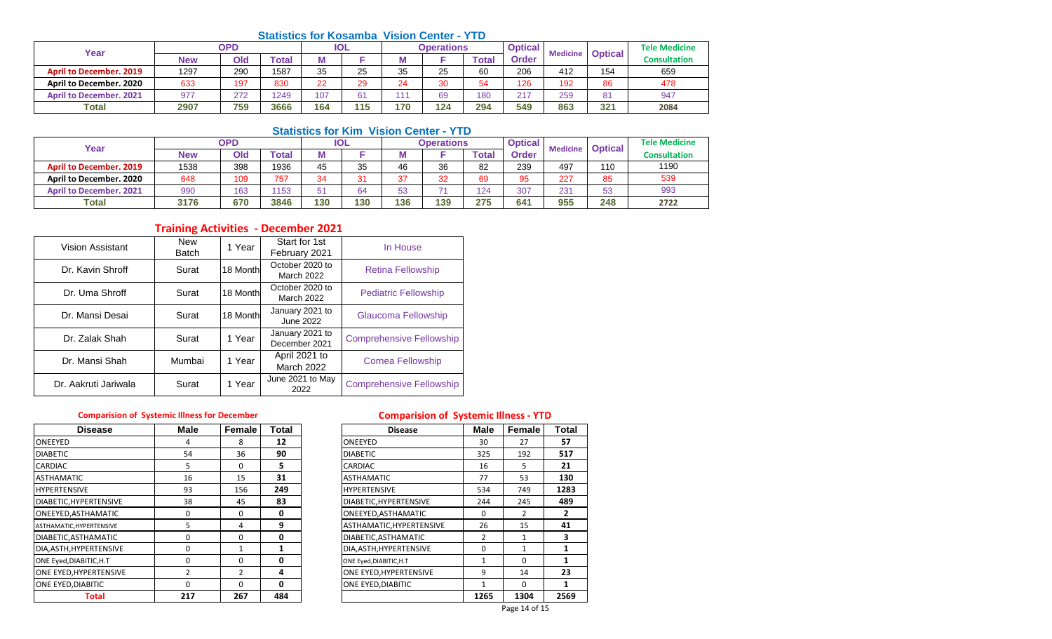## Statistics for Kosamba Vision Center - YTD

| Year | OPD | | | IOL | | Operations | | | Optical Order | Medicine | Optical | Tele Medicine Consultation |
|---|---|---|---|---|---|---|---|---|---|---|---|---|
| | New | Old | Total | M | F | M | F | Total | | | | |
| April to December. 2019 | 1297 | 290 | 1587 | 35 | 25 | 35 | 25 | 60 | 206 | 412 | 154 | 659 |
| April to December. 2020 | 633 | 197 | 830 | 22 | 29 | 24 | 30 | 54 | 126 | 192 | 86 | 478 |
| April to December. 2021 | 977 | 272 | 1249 | 107 | 61 | 111 | 69 | 180 | 217 | 259 | 81 | 947 |
| Total | 2907 | 759 | 3666 | 164 | 115 | 170 | 124 | 294 | 549 | 863 | 321 | 2084 |

## Statistics for Kim Vision Center - YTD

| Year | OPD | | | IOL | | Operations | | | Optical Order | Medicine | Optical | Tele Medicine Consultation |
|---|---|---|---|---|---|---|---|---|---|---|---|---|
| | New | Old | Total | M | F | M | F | Total | | | | |
| April to December. 2019 | 1538 | 398 | 1936 | 45 | 35 | 46 | 36 | 82 | 239 | 497 | 110 | 1190 |
| April to December. 2020 | 648 | 109 | 757 | 34 | 31 | 37 | 32 | 69 | 95 | 227 | 85 | 539 |
| April to December. 2021 | 990 | 163 | 1153 | 51 | 64 | 53 | 71 | 124 | 307 | 231 | 53 | 993 |
| Total | 3176 | 670 | 3846 | 130 | 130 | 136 | 139 | 275 | 641 | 955 | 248 | 2722 |

## Training Activities - December 2021

| | | | | |
|---|---|---|---|---|
| Vision Assistant | New Batch | 1 Year | Start for 1st February 2021 | In House |
| Dr. Kavin Shroff | Surat | 18 Month | October 2020 to March 2022 | Retina Fellowship |
| Dr. Uma Shroff | Surat | 18 Month | October 2020 to March 2022 | Pediatric Fellowship |
| Dr. Mansi Desai | Surat | 18 Month | January 2021 to June 2022 | Glaucoma Fellowship |
| Dr. Zalak Shah | Surat | 1 Year | January 2021 to December 2021 | Comprehensive Fellowship |
| Dr. Mansi Shah | Mumbai | 1 Year | April 2021 to March 2022 | Cornea Fellowship |
| Dr. Aakruti Jariwala | Surat | 1 Year | June 2021 to May 2022 | Comprehensive Fellowship |

### Comparision of Systemic Illness for December

| Disease | Male | Female | Total |
|---|---|---|---|
| ONEEYED | 4 | 8 | 12 |
| DIABETIC | 54 | 36 | 90 |
| CARDIAC | 5 | 0 | 5 |
| ASTHAMATIC | 16 | 15 | 31 |
| HYPERTENSIVE | 93 | 156 | 249 |
| DIABETIC,HYPERTENSIVE | 38 | 45 | 83 |
| ONEEYED,ASTHAMATIC | 0 | 0 | 0 |
| ASTHAMATIC,HYPERTENSIVE | 5 | 4 | 9 |
| DIABETIC,ASTHAMATIC | 0 | 0 | 0 |
| DIA,ASTH,HYPERTENSIVE | 0 | 1 | 1 |
| ONE Eyed,DIABITIC,H.T | 0 | 0 | 0 |
| ONE EYED,HYPERTENSIVE | 2 | 2 | 4 |
| ONE EYED,DIABITIC | 0 | 0 | 0 |
| Total | 217 | 267 | 484 |

### Comparision of Systemic Illness - YTD

| Disease | Male | Female | Total |
|---|---|---|---|
| ONEEYED | 30 | 27 | 57 |
| DIABETIC | 325 | 192 | 517 |
| CARDIAC | 16 | 5 | 21 |
| ASTHAMATIC | 77 | 53 | 130 |
| HYPERTENSIVE | 534 | 749 | 1283 |
| DIABETIC,HYPERTENSIVE | 244 | 245 | 489 |
| ONEEYED,ASTHAMATIC | 0 | 2 | 2 |
| ASTHAMATIC,HYPERTENSIVE | 26 | 15 | 41 |
| DIABETIC,ASTHAMATIC | 2 | 1 | 3 |
| DIA,ASTH,HYPERTENSIVE | 0 | 1 | 1 |
| ONE Eyed,DIABITIC,H.T | 1 | 0 | 1 |
| ONE EYED,HYPERTENSIVE | 9 | 14 | 23 |
| ONE EYED,DIABITIC | 1 | 0 | 1 |
| | 1265 | 1304 | 2569 |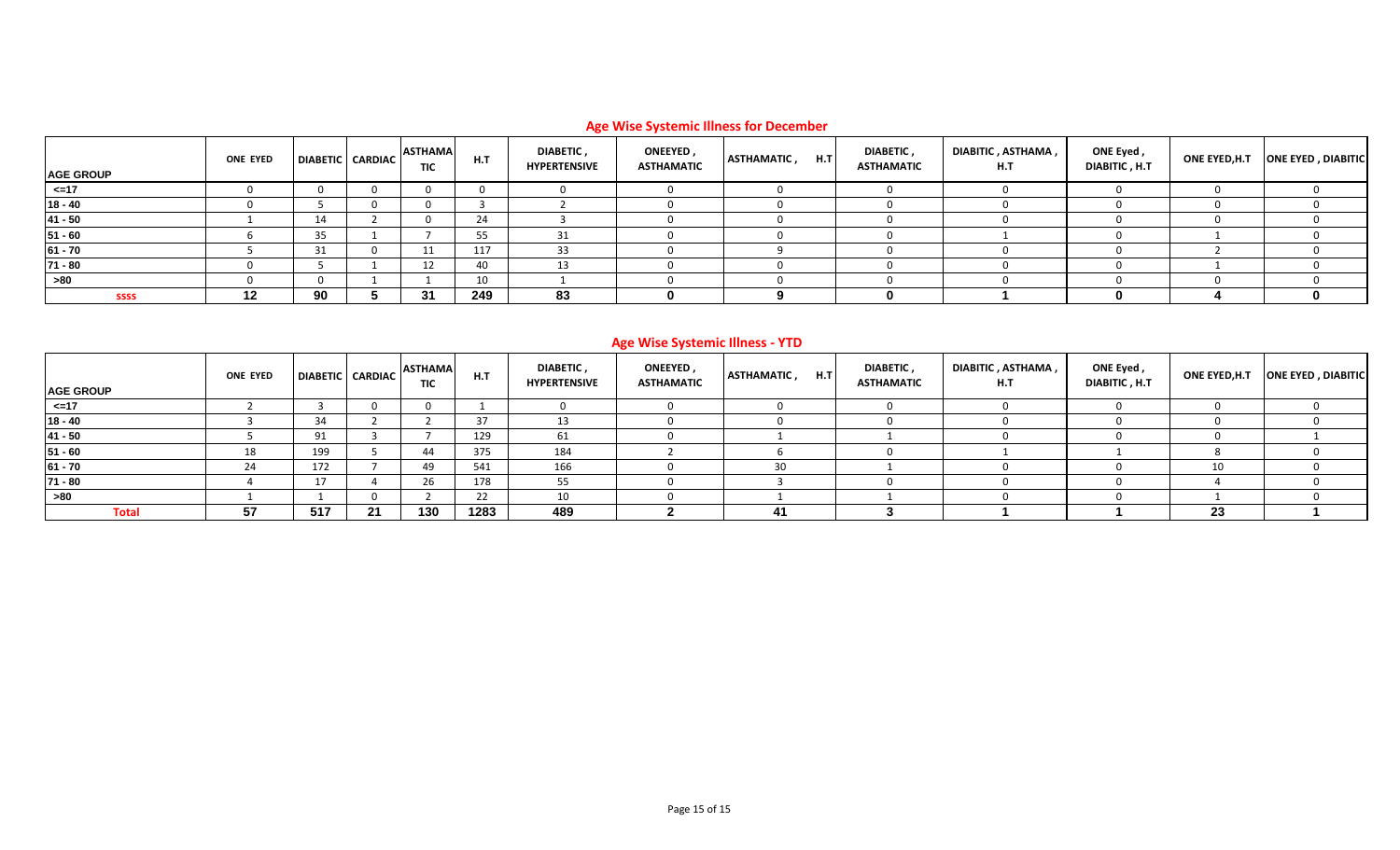## Age Wise Systemic Illness for December

| AGE GROUP | ONE EYED | DIABETIC | CARDIAC | ASTHAMATIC | H.T | DIABETIC , HYPERTENSIVE | ONEEYED , ASTHAMATIC | ASTHAMATIC , H.T | DIABETIC , ASTHAMATIC | DIABITIC , ASTHAMA , H.T | ONE Eyed , DIABITIC , H.T | ONE EYED,H.T | ONE EYED , DIABITIC |
|---|---|---|---|---|---|---|---|---|---|---|---|---|---|
| <=17 | 0 | 0 | 0 | 0 | 0 | 0 | 0 | 0 | 0 | 0 | 0 | 0 | 0 |
| 18 - 40 | 0 | 5 | 0 | 0 | 3 | 2 | 0 | 0 | 0 | 0 | 0 | 0 | 0 |
| 41 - 50 | 1 | 14 | 2 | 0 | 24 | 3 | 0 | 0 | 0 | 0 | 0 | 0 | 0 |
| 51 - 60 | 6 | 35 | 1 | 7 | 55 | 31 | 0 | 0 | 0 | 1 | 0 | 1 | 0 |
| 61 - 70 | 5 | 31 | 0 | 11 | 117 | 33 | 0 | 9 | 0 | 0 | 0 | 2 | 0 |
| 71 - 80 | 0 | 5 | 1 | 12 | 40 | 13 | 0 | 0 | 0 | 0 | 0 | 1 | 0 |
| >80 | 0 | 0 | 1 | 1 | 10 | 1 | 0 | 0 | 0 | 0 | 0 | 0 | 0 |
| ssss | 12 | 90 | 5 | 31 | 249 | 83 | 0 | 9 | 0 | 1 | 0 | 4 | 0 |

## Age Wise Systemic Illness - YTD

| AGE GROUP | ONE EYED | DIABETIC | CARDIAC | ASTHAMATIC | H.T | DIABETIC , HYPERTENSIVE | ONEEYED , ASTHAMATIC | ASTHAMATIC , H.T | DIABETIC , ASTHAMATIC | DIABITIC , ASTHAMA , H.T | ONE Eyed , DIABITIC , H.T | ONE EYED,H.T | ONE EYED , DIABITIC |
|---|---|---|---|---|---|---|---|---|---|---|---|---|---|
| <=17 | 2 | 3 | 0 | 0 | 1 | 0 | 0 | 0 | 0 | 0 | 0 | 0 | 0 |
| 18 - 40 | 3 | 34 | 2 | 2 | 37 | 13 | 0 | 0 | 0 | 0 | 0 | 0 | 0 |
| 41 - 50 | 5 | 91 | 3 | 7 | 129 | 61 | 0 | 1 | 1 | 0 | 0 | 0 | 1 |
| 51 - 60 | 18 | 199 | 5 | 44 | 375 | 184 | 2 | 6 | 0 | 1 | 1 | 8 | 0 |
| 61 - 70 | 24 | 172 | 7 | 49 | 541 | 166 | 0 | 30 | 1 | 0 | 0 | 10 | 0 |
| 71 - 80 | 4 | 17 | 4 | 26 | 178 | 55 | 0 | 3 | 0 | 0 | 0 | 4 | 0 |
| >80 | 1 | 1 | 0 | 2 | 22 | 10 | 0 | 1 | 1 | 0 | 0 | 1 | 0 |
| Total | 57 | 517 | 21 | 130 | 1283 | 489 | 2 | 41 | 3 | 1 | 1 | 23 | 1 |